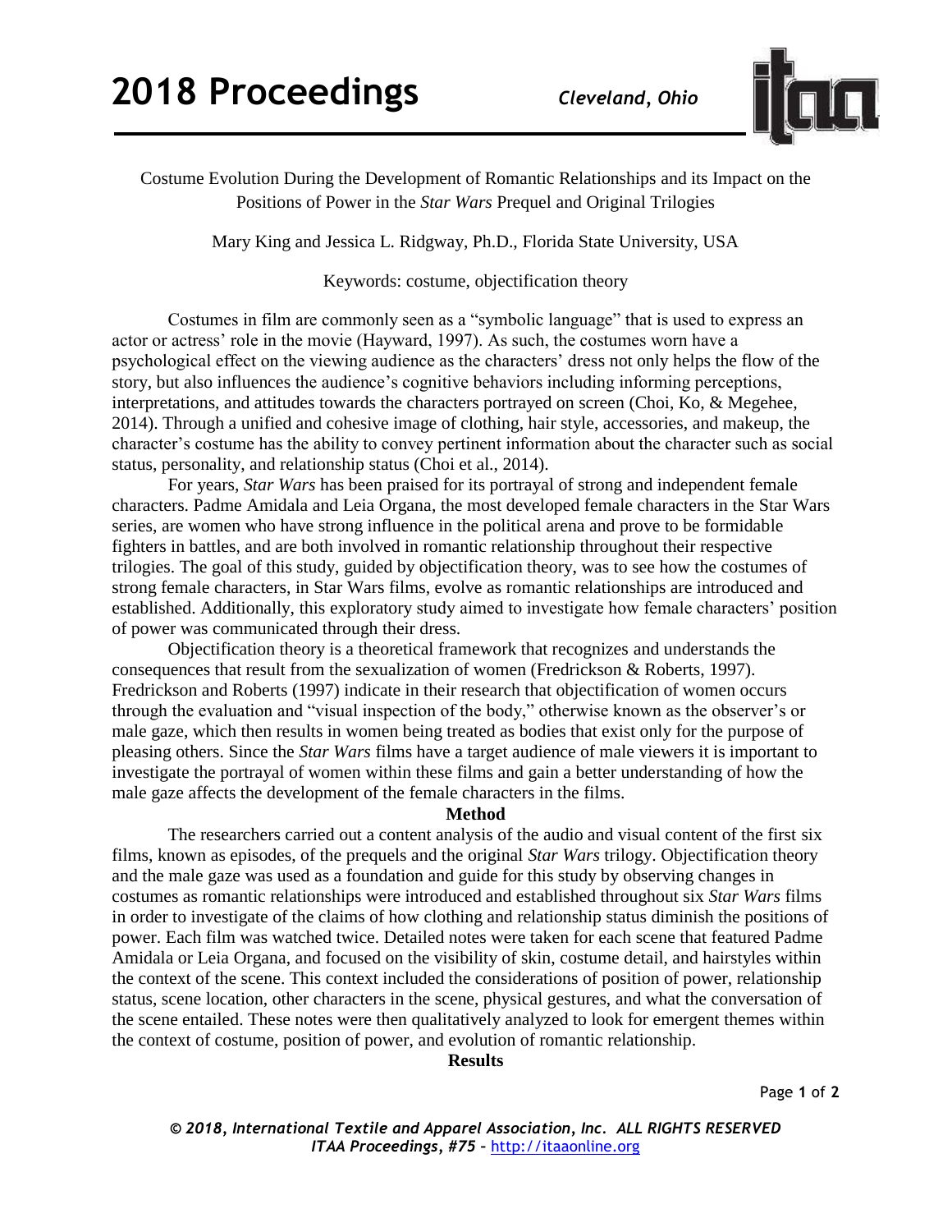# Costume Evolution During the Development of Romantic Relationships and its Impact on the Positions of Power in the *Star Wars* Prequel and Original Trilogies

Mary King and Jessica L. Ridgway, Ph.D., Florida State University, USA

Keywords: costume, objectification theory

Costumes in film are commonly seen as a "symbolic language" that is used to express an actor or actress' role in the movie (Hayward, 1997). As such, the costumes worn have a psychological effect on the viewing audience as the characters' dress not only helps the flow of the story, but also influences the audience's cognitive behaviors including informing perceptions, interpretations, and attitudes towards the characters portrayed on screen (Choi, Ko, & Megehee, 2014). Through a unified and cohesive image of clothing, hair style, accessories, and makeup, the character's costume has the ability to convey pertinent information about the character such as social status, personality, and relationship status (Choi et al., 2014).

For years, *Star Wars* has been praised for its portrayal of strong and independent female characters. Padme Amidala and Leia Organa, the most developed female characters in the Star Wars series, are women who have strong influence in the political arena and prove to be formidable fighters in battles, and are both involved in romantic relationship throughout their respective trilogies. The goal of this study, guided by objectification theory, was to see how the costumes of strong female characters, in Star Wars films, evolve as romantic relationships are introduced and established. Additionally, this exploratory study aimed to investigate how female characters' position of power was communicated through their dress.

Objectification theory is a theoretical framework that recognizes and understands the consequences that result from the sexualization of women (Fredrickson & Roberts, 1997). Fredrickson and Roberts (1997) indicate in their research that objectification of women occurs through the evaluation and "visual inspection of the body," otherwise known as the observer's or male gaze, which then results in women being treated as bodies that exist only for the purpose of pleasing others. Since the *Star Wars* films have a target audience of male viewers it is important to investigate the portrayal of women within these films and gain a better understanding of how the male gaze affects the development of the female characters in the films.

## Method

The researchers carried out a content analysis of the audio and visual content of the first six films, known as episodes, of the prequels and the original *Star Wars* trilogy. Objectification theory and the male gaze was used as a foundation and guide for this study by observing changes in costumes as romantic relationships were introduced and established throughout six *Star Wars* films in order to investigate of the claims of how clothing and relationship status diminish the positions of power. Each film was watched twice. Detailed notes were taken for each scene that featured Padme Amidala or Leia Organa, and focused on the visibility of skin, costume detail, and hairstyles within the context of the scene. This context included the considerations of position of power, relationship status, scene location, other characters in the scene, physical gestures, and what the conversation of the scene entailed. These notes were then qualitatively analyzed to look for emergent themes within the context of costume, position of power, and evolution of romantic relationship.

## Results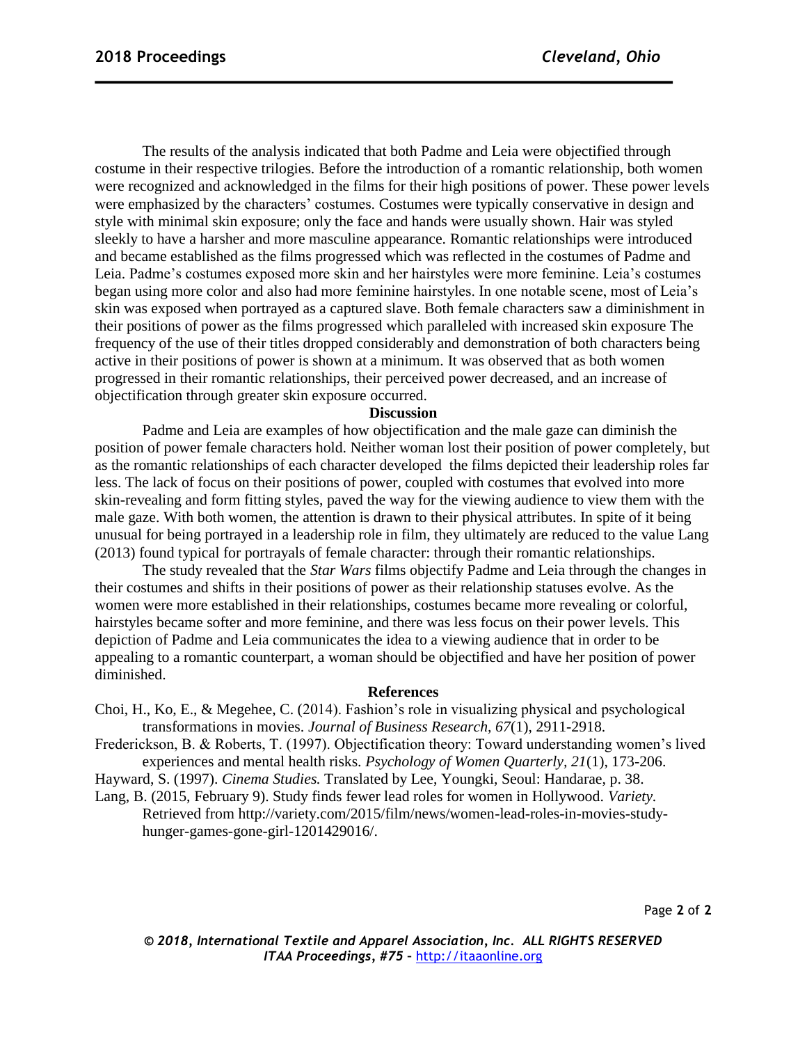The results of the analysis indicated that both Padme and Leia were objectified through costume in their respective trilogies. Before the introduction of a romantic relationship, both women were recognized and acknowledged in the films for their high positions of power. These power levels were emphasized by the characters' costumes. Costumes were typically conservative in design and style with minimal skin exposure; only the face and hands were usually shown. Hair was styled sleekly to have a harsher and more masculine appearance. Romantic relationships were introduced and became established as the films progressed which was reflected in the costumes of Padme and Leia. Padme's costumes exposed more skin and her hairstyles were more feminine. Leia's costumes began using more color and also had more feminine hairstyles. In one notable scene, most of Leia's skin was exposed when portrayed as a captured slave. Both female characters saw a diminishment in their positions of power as the films progressed which paralleled with increased skin exposure The frequency of the use of their titles dropped considerably and demonstration of both characters being active in their positions of power is shown at a minimum. It was observed that as both women progressed in their romantic relationships, their perceived power decreased, and an increase of objectification through greater skin exposure occurred.

## Discussion

Padme and Leia are examples of how objectification and the male gaze can diminish the position of power female characters hold. Neither woman lost their position of power completely, but as the romantic relationships of each character developed the films depicted their leadership roles far less. The lack of focus on their positions of power, coupled with costumes that evolved into more skin-revealing and form fitting styles, paved the way for the viewing audience to view them with the male gaze. With both women, the attention is drawn to their physical attributes. In spite of it being unusual for being portrayed in a leadership role in film, they ultimately are reduced to the value Lang (2013) found typical for portrayals of female character: through their romantic relationships.

The study revealed that the *Star Wars* films objectify Padme and Leia through the changes in their costumes and shifts in their positions of power as their relationship statuses evolve. As the women were more established in their relationships, costumes became more revealing or colorful, hairstyles became softer and more feminine, and there was less focus on their power levels. This depiction of Padme and Leia communicates the idea to a viewing audience that in order to be appealing to a romantic counterpart, a woman should be objectified and have her position of power diminished.

## References

Choi, H., Ko, E., & Megehee, C. (2014). Fashion's role in visualizing physical and psychological transformations in movies. *Journal of Business Research, 67*(1), 2911-2918.

Frederickson, B. & Roberts, T. (1997). Objectification theory: Toward understanding women's lived experiences and mental health risks. *Psychology of Women Quarterly, 21*(1), 173-206.

Hayward, S. (1997). *Cinema Studies.* Translated by Lee, Youngki, Seoul: Handarae, p. 38.

Lang, B. (2015, February 9). Study finds fewer lead roles for women in Hollywood. *Variety*. Retrieved from http://variety.com/2015/film/news/women-lead-roles-in-movies-study-hunger-games-gone-girl-1201429016/.